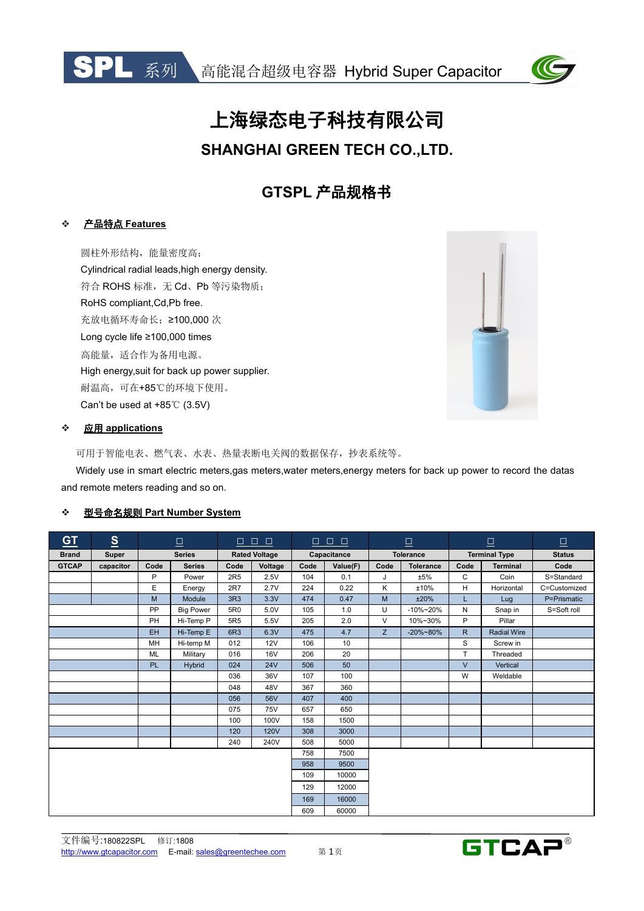# 上海绿态电子科技有限公司

## SHANGHAI GREEN TECH CO.,LTD.

## GTSPL 产品规格书

### ❖ 产品特点 Features

圆柱外形结构，能量密度高；
Cylindrical radial leads,high energy density.
符合 ROHS 标准，无 Cd、Pb 等污染物质；
RoHS compliant,Cd,Pb free.
充放电循环寿命长；≥100,000 次
Long cycle life ≥100,000 times
高能量，适合作为备用电源。
High energy,suit for back up power supplier.
耐温高，可在+85℃的环境下使用。
Can't be used at +85℃ (3.5V)

### ❖ 应用 applications

可用于智能电表、燃气表、水表、热量表断电关阀的数据保存，抄表系统等。

Widely use in smart electric meters,gas meters,water meters,energy meters for back up power to record the datas and remote meters reading and so on.

### ❖ 型号命名规则 Part Number System

| GT | S | □ | | □ □ □ | | □ □ □ | | □ | | □ | | □ |
|---|---|---|---|---|---|---|---|---|---|---|---|---|
| Brand | Super | Series | | Rated Voltage | | Capacitance | | Tolerance | | Terminal Type | | Status |
| GTCAP | capacitor | Code | Series | Code | Voltage | Code | Value(F) | Code | Tolerance | Code | Terminal | Code |
| | | P | Power | 2R5 | 2.5V | 104 | 0.1 | J | ±5% | C | Coin | S=Standard |
| | | E | Energy | 2R7 | 2.7V | 224 | 0.22 | K | ±10% | H | Horizontal | C=Customized |
| | | M | Module | 3R3 | 3.3V | 474 | 0.47 | M | ±20% | L | Lug | P=Prismatic |
| | | PP | Big Power | 5R0 | 5.0V | 105 | 1.0 | U | -10%~20% | N | Snap in | S=Soft roll |
| | | PH | Hi-Temp P | 5R5 | 5.5V | 205 | 2.0 | V | 10%~30% | P | Pillar | |
| | | EH | Hi-Temp E | 6R3 | 6.3V | 475 | 4.7 | Z | -20%~80% | R | Radial Wire | |
| | | MH | Hi-temp M | 012 | 12V | 106 | 10 | | | S | Screw in | |
| | | ML | Military | 016 | 16V | 206 | 20 | | | T | Threaded | |
| | | PL | Hybrid | 024 | 24V | 506 | 50 | | | V | Vertical | |
| | | | | 036 | 36V | 107 | 100 | | | W | Weldable | |
| | | | | 048 | 48V | 367 | 360 | | | | | |
| | | | | 056 | 56V | 407 | 400 | | | | | |
| | | | | 075 | 75V | 657 | 650 | | | | | |
| | | | | 100 | 100V | 158 | 1500 | | | | | |
| | | | | 120 | 120V | 308 | 3000 | | | | | |
| | | | | 240 | 240V | 508 | 5000 | | | | | |
| | | | | | | 758 | 7500 | | | | | |
| | | | | | | 958 | 9500 | | | | | |
| | | | | | | 109 | 10000 | | | | | |
| | | | | | | 129 | 12000 | | | | | |
| | | | | | | 169 | 16000 | | | | | |
| | | | | | | 609 | 60000 | | | | | |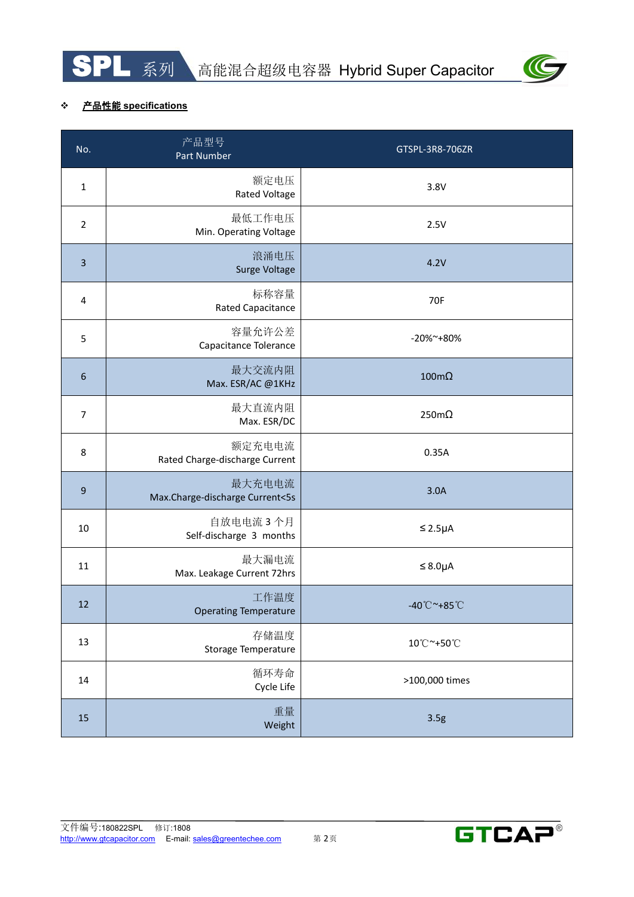❖ **产品性能 specifications**

| No. | 产品型号<br>Part Number | GTSPL-3R8-706ZR |
|---|---|---|
| 1 | 额定电压<br>Rated Voltage | 3.8V |
| 2 | 最低工作电压<br>Min. Operating Voltage | 2.5V |
| 3 | 浪涌电压<br>Surge Voltage | 4.2V |
| 4 | 标称容量<br>Rated Capacitance | 70F |
| 5 | 容量允许公差<br>Capacitance Tolerance | -20%~+80% |
| 6 | 最大交流内阻<br>Max. ESR/AC @1KHz | 100mΩ |
| 7 | 最大直流内阻<br>Max. ESR/DC | 250mΩ |
| 8 | 额定充电电流<br>Rated Charge-discharge Current | 0.35A |
| 9 | 最大充电电流<br>Max.Charge-discharge Current<5s | 3.0A |
| 10 | 自放电电流 3 个月<br>Self-discharge 3 months | ≤2.5μA |
| 11 | 最大漏电流<br>Max. Leakage Current 72hrs | ≤8.0μA |
| 12 | 工作温度<br>Operating Temperature | -40℃~+85℃ |
| 13 | 存储温度<br>Storage Temperature | 10℃~+50℃ |
| 14 | 循环寿命<br>Cycle Life | >100,000 times |
| 15 | 重量<br>Weight | 3.5g |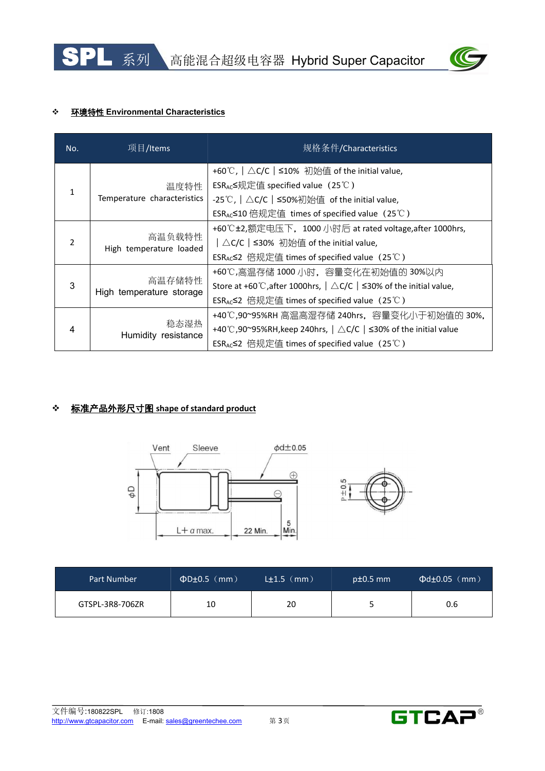- **环境特性 Environmental Characteristics**

| No. | 项目/Items | 规格条件/Characteristics |
|---|---|---|
| 1 | 温度特性 Temperature characteristics | +60℃, │△C/C│≤10% 初始值 of the initial value,<br>$ESR_{AC}$≤规定值 specified value（25℃）<br>-25℃, │△C/C│≤50%初始值 of the initial value,<br>$ESR_{AC}$≤10 倍规定值 times of specified value（25℃） |
| 2 | 高温负载特性 High temperature loaded | +60℃±2,额定电压下，1000 小时后 at rated voltage,after 1000hrs,<br>│△C/C│≤30% 初始值 of the initial value,<br>$ESR_{AC}$≤2 倍规定值 times of specified value（25℃） |
| 3 | 高温存储特性 High temperature storage | +60℃,高温存储 1000 小时，容量变化在初始值的 30%以内<br>Store at +60℃,after 1000hrs,│△C/C│≤30% of the initial value,<br>$ESR_{AC}$≤2 倍规定值 times of specified value（25℃） |
| 4 | 稳态湿热 Humidity resistance | +40℃,90~95%RH 高温高湿存储 240hrs，容量变化小于初始值的 30%,<br>+40℃,90~95%RH,keep 240hrs,│△C/C│≤30% of the initial value<br>$ESR_{AC}$≤2 倍规定值 times of specified value（25℃） |

- **标准产品外形尺寸图 shape of standard product**

Vent
Sleeve
ϕd±0.05
ϕD
L+ a max.
22 Min.
5 Min.
P±0.5

| Part Number | ΦD±0.5（mm） | L±1.5（mm） | p±0.5 mm | Φd±0.05（mm） |
|---|---|---|---|---|
| GTSPL-3R8-706ZR | 10 | 20 | 5 | 0.6 |

文件编号:180822SPL 修订:1808
http://www.gtcapacitor.com E-mail: sales@greentechee.com